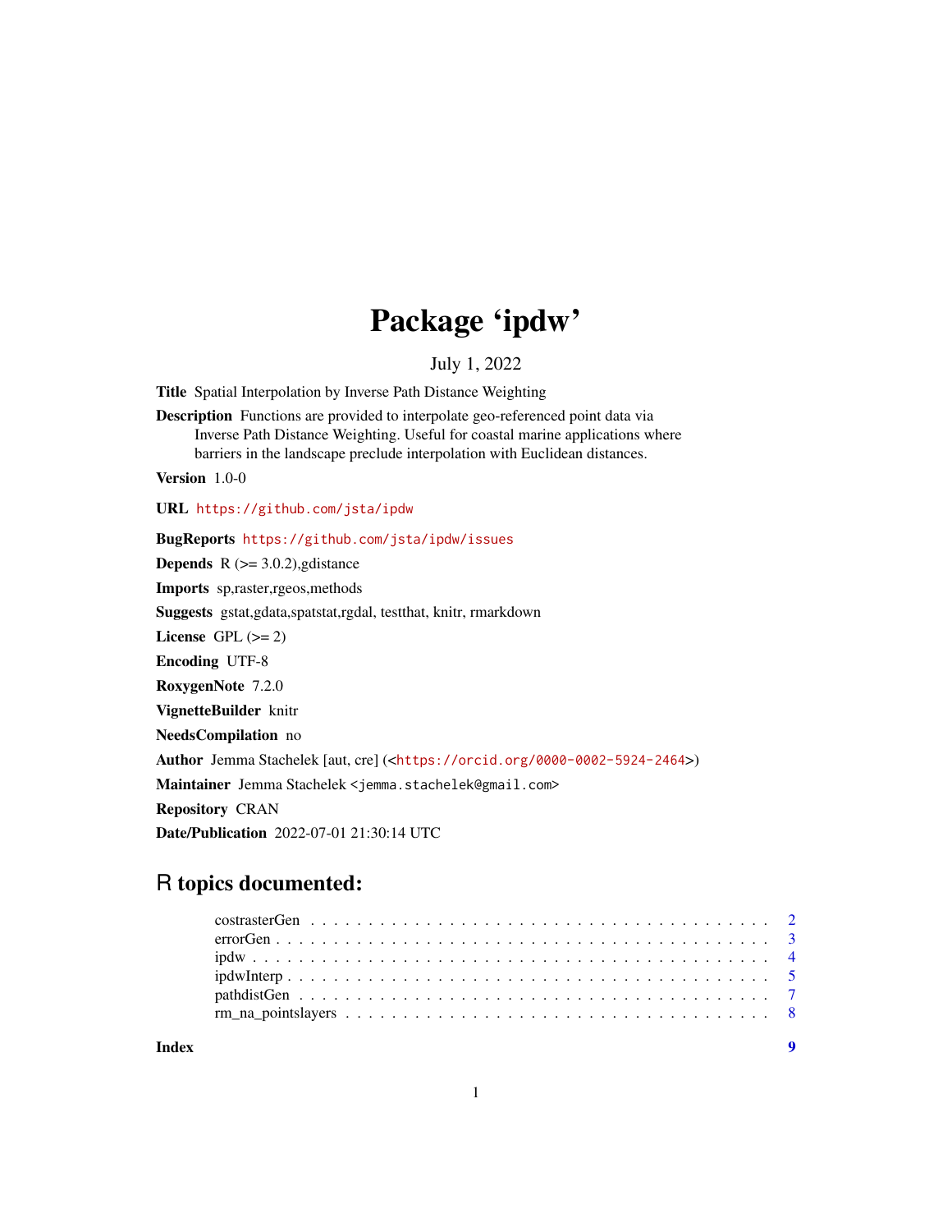# Package 'ipdw'

July 1, 2022

**Title** Spatial Interpolation by Inverse Path Distance Weighting

**Description** Functions are provided to interpolate geo-referenced point data via Inverse Path Distance Weighting. Useful for coastal marine applications where barriers in the landscape preclude interpolation with Euclidean distances.

**Version** 1.0-0

**URL** https://github.com/jsta/ipdw

**BugReports** https://github.com/jsta/ipdw/issues

**Depends** R (>= 3.0.2),gdistance

**Imports** sp,raster,rgeos,methods

**Suggests** gstat,gdata,spatstat,rgdal, testthat, knitr, rmarkdown

**License** GPL (>= 2)

**Encoding** UTF-8

**RoxygenNote** 7.2.0

**VignetteBuilder** knitr

**NeedsCompilation** no

**Author** Jemma Stachelek [aut, cre] (<https://orcid.org/0000-0002-5924-2464>)

**Maintainer** Jemma Stachelek <jemma.stachelek@gmail.com>

**Repository** CRAN

**Date/Publication** 2022-07-01 21:30:14 UTC

## R topics documented:

- costrasterGen . . . . . . . . . . . . . . . . . . . . . . . . . . . . . . . . . . . . . . . 2
- errorGen . . . . . . . . . . . . . . . . . . . . . . . . . . . . . . . . . . . . . . . . . . 3
- ipdw . . . . . . . . . . . . . . . . . . . . . . . . . . . . . . . . . . . . . . . . . . . . 4
- ipdwInterp . . . . . . . . . . . . . . . . . . . . . . . . . . . . . . . . . . . . . . . . 5
- pathdistGen . . . . . . . . . . . . . . . . . . . . . . . . . . . . . . . . . . . . . . . 7
- rm_na_pointslayers . . . . . . . . . . . . . . . . . . . . . . . . . . . . . . . . . . . 8

**Index** 9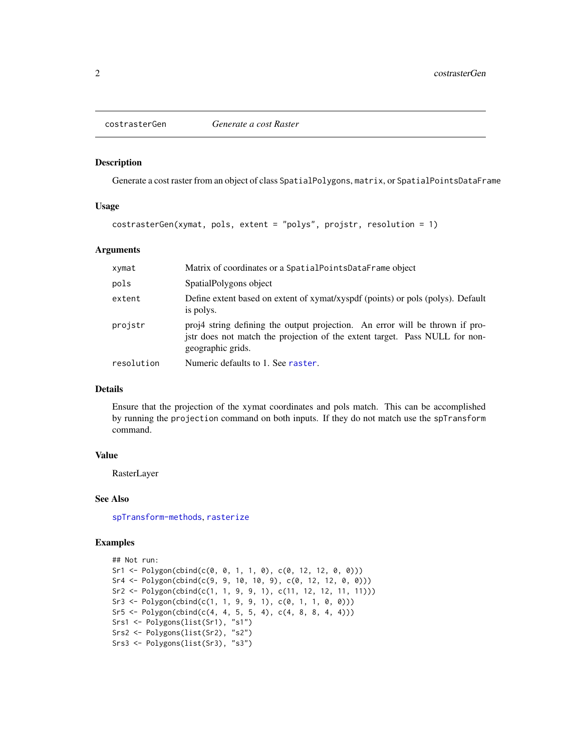# costrasterGen *Generate a cost Raster*

## Description

Generate a cost raster from an object of class SpatialPolygons, matrix, or SpatialPointsDataFrame

## Usage

```
costrasterGen(xymat, pols, extent = "polys", projstr, resolution = 1)
```

## Arguments

| | |
|---|---|
| xymat | Matrix of coordinates or a SpatialPointsDataFrame object |
| pols | SpatialPolygons object |
| extent | Define extent based on extent of xymat/xyspdf (points) or pols (polys). Default is polys. |
| projstr | proj4 string defining the output projection. An error will be thrown if projstr does not match the projection of the extent target. Pass NULL for non-geographic grids. |
| resolution | Numeric defaults to 1. See raster. |

## Details

Ensure that the projection of the xymat coordinates and pols match. This can be accomplished by running the projection command on both inputs. If they do not match use the spTransform command.

## Value

RasterLayer

## See Also

spTransform-methods, rasterize

## Examples

```
## Not run:
Sr1 <- Polygon(cbind(c(0, 0, 1, 1, 0), c(0, 12, 12, 0, 0)))
Sr4 <- Polygon(cbind(c(9, 9, 10, 10, 9), c(0, 12, 12, 0, 0)))
Sr2 <- Polygon(cbind(c(1, 1, 9, 9, 1), c(11, 12, 12, 11, 11)))
Sr3 <- Polygon(cbind(c(1, 1, 9, 9, 1), c(0, 1, 1, 0, 0)))
Sr5 <- Polygon(cbind(c(4, 4, 5, 5, 4), c(4, 8, 8, 4, 4)))
Srs1 <- Polygons(list(Sr1), "s1")
Srs2 <- Polygons(list(Sr2), "s2")
Srs3 <- Polygons(list(Sr3), "s3")
```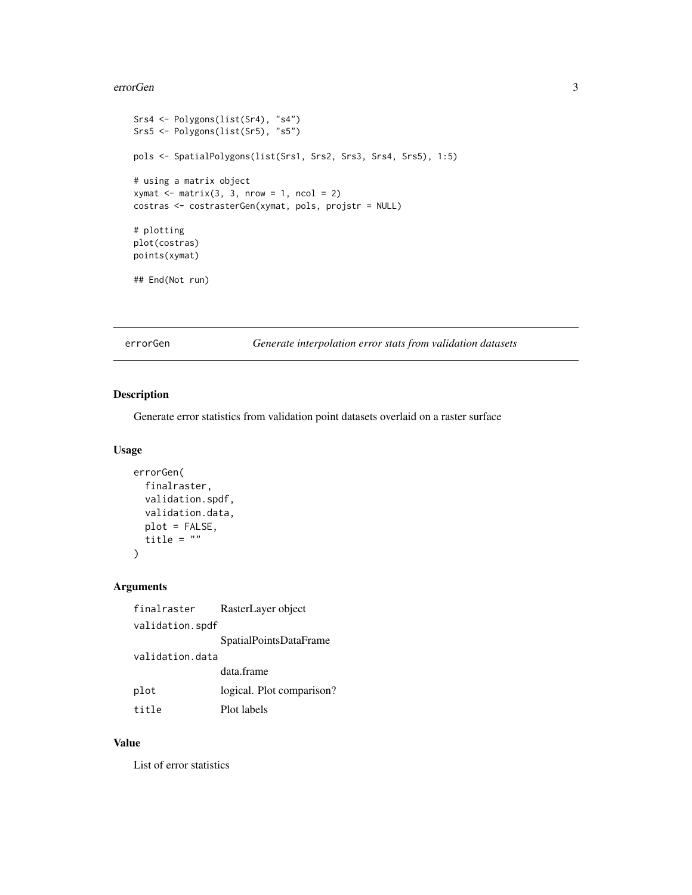```
Srs4 <- Polygons(list(Sr4), "s4")
Srs5 <- Polygons(list(Sr5), "s5")

pols <- SpatialPolygons(list(Srs1, Srs2, Srs3, Srs4, Srs5), 1:5)

# using a matrix object
xymat <- matrix(3, 3, nrow = 1, ncol = 2)
costras <- costrasterGen(xymat, pols, projstr = NULL)

# plotting
plot(costras)
points(xymat)

## End(Not run)
```

---

## errorGen — *Generate interpolation error stats from validation datasets*

### Description

Generate error statistics from validation point datasets overlaid on a raster surface

### Usage

```
errorGen(
  finalraster,
  validation.spdf,
  validation.data,
  plot = FALSE,
  title = ""
)
```

### Arguments

| | |
|---|---|
| finalraster | RasterLayer object |
| validation.spdf | SpatialPointsDataFrame |
| validation.data | data.frame |
| plot | logical. Plot comparison? |
| title | Plot labels |

### Value

List of error statistics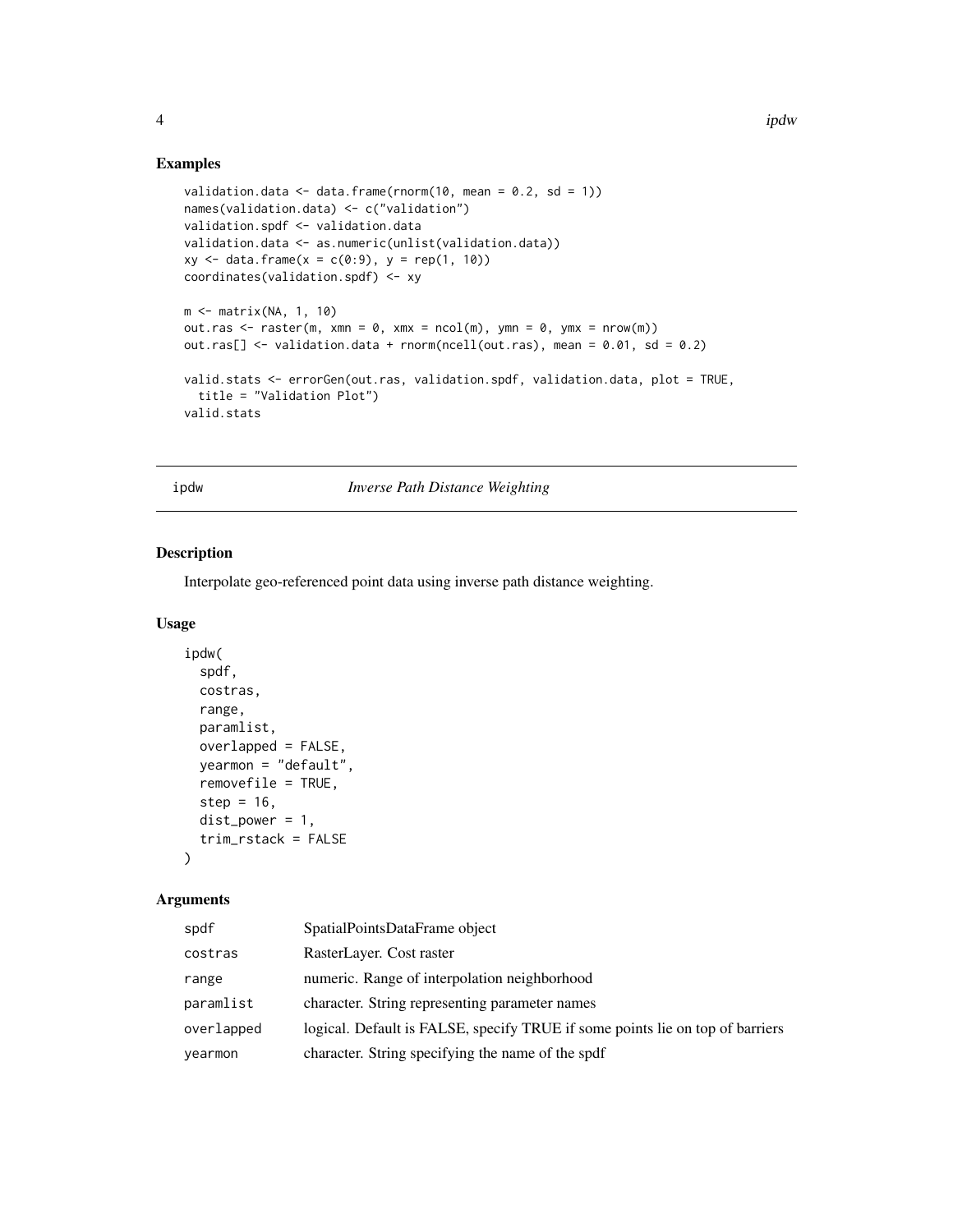## Examples

```
validation.data <- data.frame(rnorm(10, mean = 0.2, sd = 1))
names(validation.data) <- c("validation")
validation.spdf <- validation.data
validation.data <- as.numeric(unlist(validation.data))
xy <- data.frame(x = c(0:9), y = rep(1, 10))
coordinates(validation.spdf) <- xy

m <- matrix(NA, 1, 10)
out.ras <- raster(m, xmn = 0, xmx = ncol(m), ymn = 0, ymx = nrow(m))
out.ras[] <- validation.data + rnorm(ncell(out.ras), mean = 0.01, sd = 0.2)

valid.stats <- errorGen(out.ras, validation.spdf, validation.data, plot = TRUE,
  title = "Validation Plot")
valid.stats
```

# ipdw *Inverse Path Distance Weighting*

## Description

Interpolate geo-referenced point data using inverse path distance weighting.

## Usage

```
ipdw(
  spdf,
  costras,
  range,
  paramlist,
  overlapped = FALSE,
  yearmon = "default",
  removefile = TRUE,
  step = 16,
  dist_power = 1,
  trim_rstack = FALSE
)
```

## Arguments

| | |
|---|---|
| spdf | SpatialPointsDataFrame object |
| costras | RasterLayer. Cost raster |
| range | numeric. Range of interpolation neighborhood |
| paramlist | character. String representing parameter names |
| overlapped | logical. Default is FALSE, specify TRUE if some points lie on top of barriers |
| yearmon | character. String specifying the name of the spdf |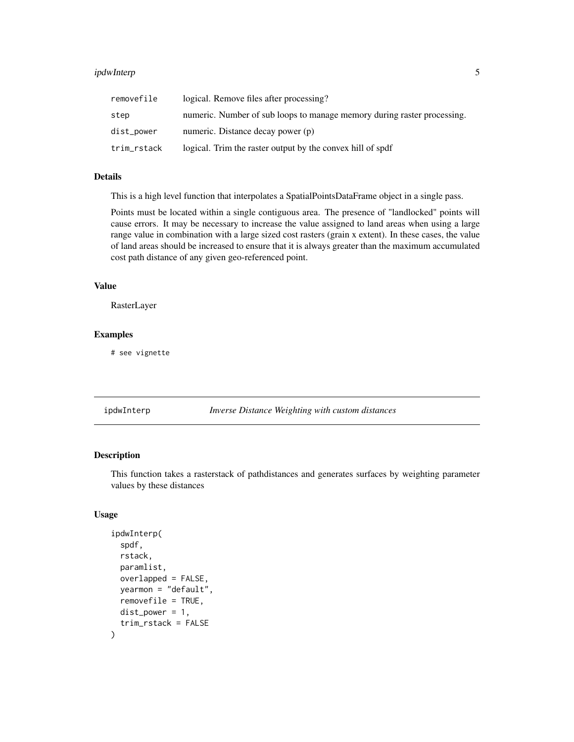| | |
|---|---|
| removefile | logical. Remove files after processing? |
| step | numeric. Number of sub loops to manage memory during raster processing. |
| dist_power | numeric. Distance decay power (p) |
| trim_rstack | logical. Trim the raster output by the convex hill of spdf |

### Details

This is a high level function that interpolates a SpatialPointsDataFrame object in a single pass.

Points must be located within a single contiguous area. The presence of "landlocked" points will cause errors. It may be necessary to increase the value assigned to land areas when using a large range value in combination with a large sized cost rasters (grain x extent). In these cases, the value of land areas should be increased to ensure that it is always greater than the maximum accumulated cost path distance of any given geo-referenced point.

### Value

RasterLayer

### Examples

```
# see vignette
```

---

## ipdwInterp — *Inverse Distance Weighting with custom distances*

### Description

This function takes a rasterstack of pathdistances and generates surfaces by weighting parameter values by these distances

### Usage

```
ipdwInterp(
  spdf,
  rstack,
  paramlist,
  overlapped = FALSE,
  yearmon = "default",
  removefile = TRUE,
  dist_power = 1,
  trim_rstack = FALSE
)
```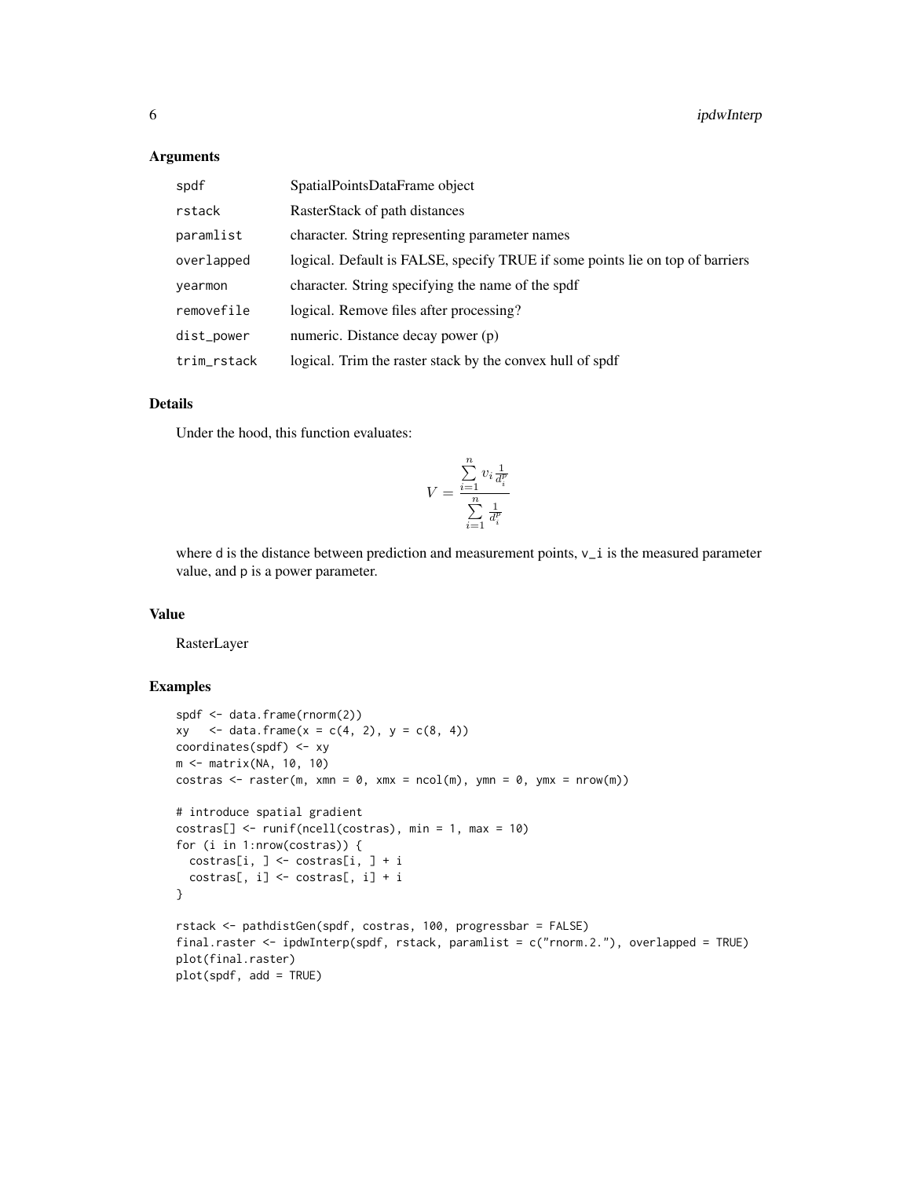## Arguments

| | |
|---|---|
| spdf | SpatialPointsDataFrame object |
| rstack | RasterStack of path distances |
| paramlist | character. String representing parameter names |
| overlapped | logical. Default is FALSE, specify TRUE if some points lie on top of barriers |
| yearmon | character. String specifying the name of the spdf |
| removefile | logical. Remove files after processing? |
| dist_power | numeric. Distance decay power (p) |
| trim_rstack | logical. Trim the raster stack by the convex hull of spdf |

## Details

Under the hood, this function evaluates:

$$V = \frac{\sum_{i=1}^{n} v_i \frac{1}{d_i^p}}{\sum_{i=1}^{n} \frac{1}{d_i^p}}$$

where d is the distance between prediction and measurement points, v_i is the measured parameter value, and p is a power parameter.

## Value

RasterLayer

## Examples

```
spdf <- data.frame(rnorm(2))
xy   <- data.frame(x = c(4, 2), y = c(8, 4))
coordinates(spdf) <- xy
m <- matrix(NA, 10, 10)
costras <- raster(m, xmn = 0, xmx = ncol(m), ymn = 0, ymx = nrow(m))

# introduce spatial gradient
costras[] <- runif(ncell(costras), min = 1, max = 10)
for (i in 1:nrow(costras)) {
  costras[i, ] <- costras[i, ] + i
  costras[, i] <- costras[, i] + i
}

rstack <- pathdistGen(spdf, costras, 100, progressbar = FALSE)
final.raster <- ipdwInterp(spdf, rstack, paramlist = c("rnorm.2."), overlapped = TRUE)
plot(final.raster)
plot(spdf, add = TRUE)
```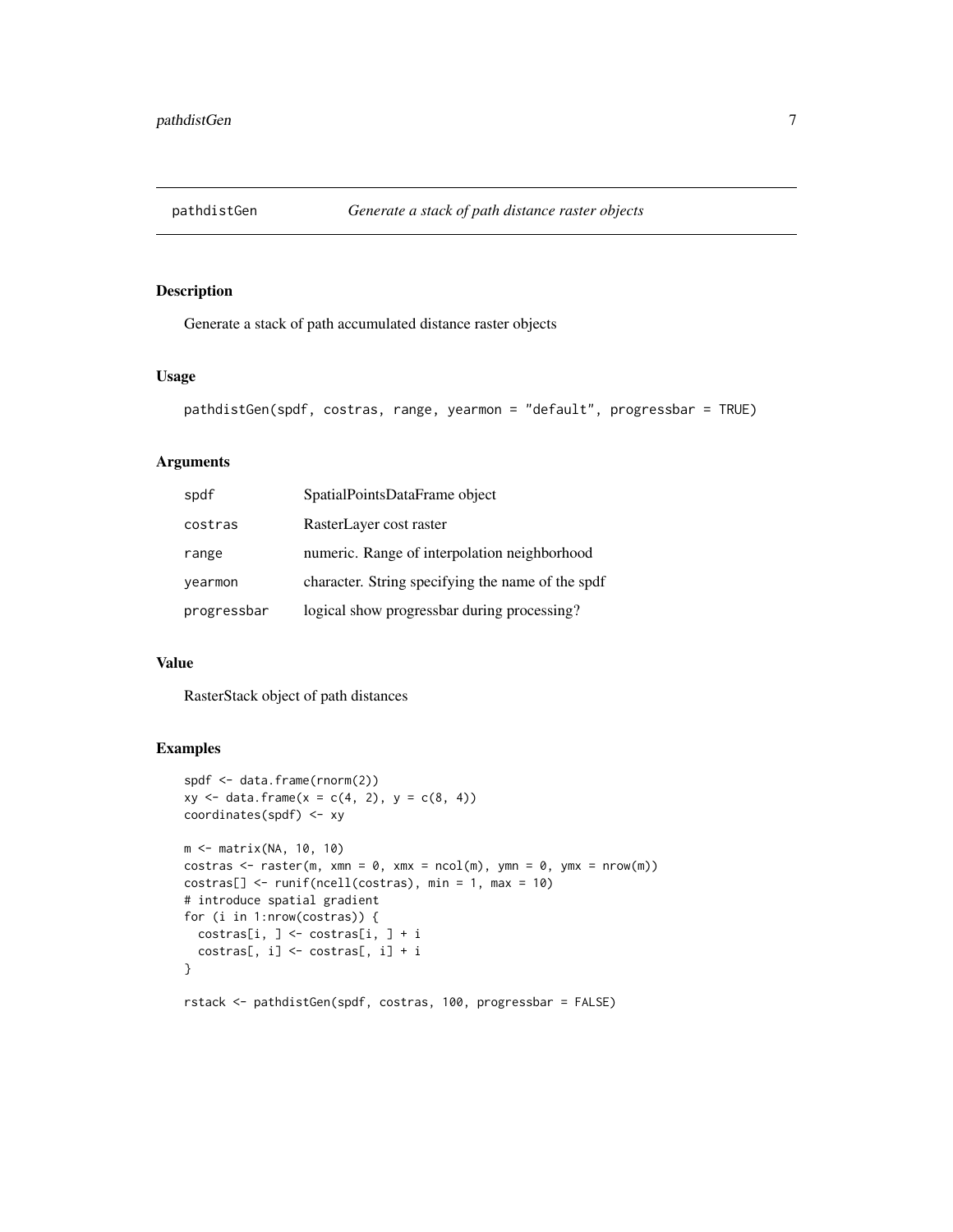# pathdistGen — *Generate a stack of path distance raster objects*

## Description

Generate a stack of path accumulated distance raster objects

## Usage

```
pathdistGen(spdf, costras, range, yearmon = "default", progressbar = TRUE)
```

## Arguments

| | |
|---|---|
| spdf | SpatialPointsDataFrame object |
| costras | RasterLayer cost raster |
| range | numeric. Range of interpolation neighborhood |
| yearmon | character. String specifying the name of the spdf |
| progressbar | logical show progressbar during processing? |

## Value

RasterStack object of path distances

## Examples

```
spdf <- data.frame(rnorm(2))
xy <- data.frame(x = c(4, 2), y = c(8, 4))
coordinates(spdf) <- xy

m <- matrix(NA, 10, 10)
costras <- raster(m, xmn = 0, xmx = ncol(m), ymn = 0, ymx = nrow(m))
costras[] <- runif(ncell(costras), min = 1, max = 10)
# introduce spatial gradient
for (i in 1:nrow(costras)) {
  costras[i, ] <- costras[i, ] + i
  costras[, i] <- costras[, i] + i
}

rstack <- pathdistGen(spdf, costras, 100, progressbar = FALSE)
```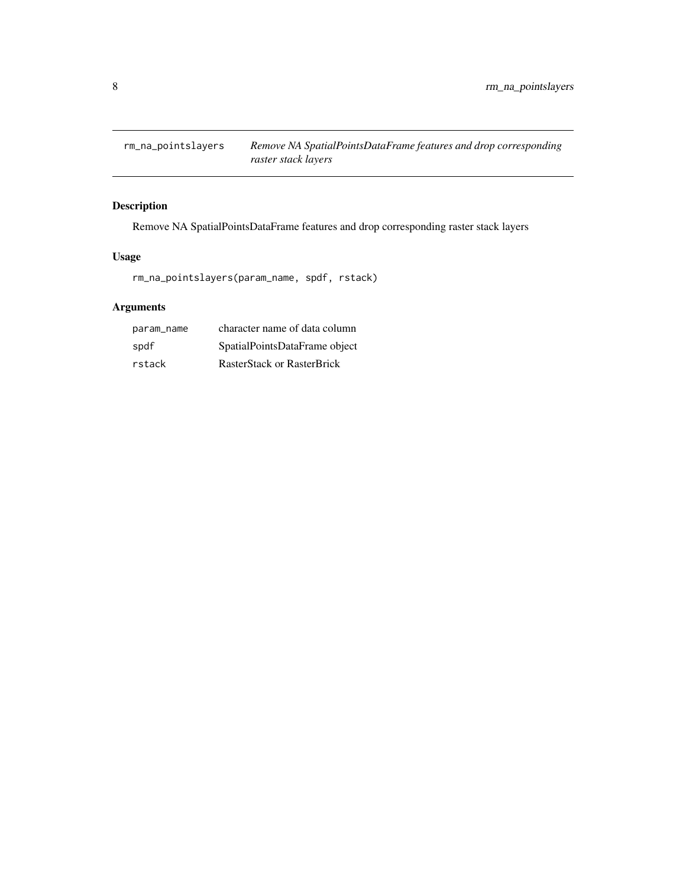## rm_na_pointslayers

*Remove NA SpatialPointsDataFrame features and drop corresponding raster stack layers*

### Description

Remove NA SpatialPointsDataFrame features and drop corresponding raster stack layers

### Usage

```
rm_na_pointslayers(param_name, spdf, rstack)
```

### Arguments

| | |
|---|---|
| `param_name` | character name of data column |
| `spdf` | SpatialPointsDataFrame object |
| `rstack` | RasterStack or RasterBrick |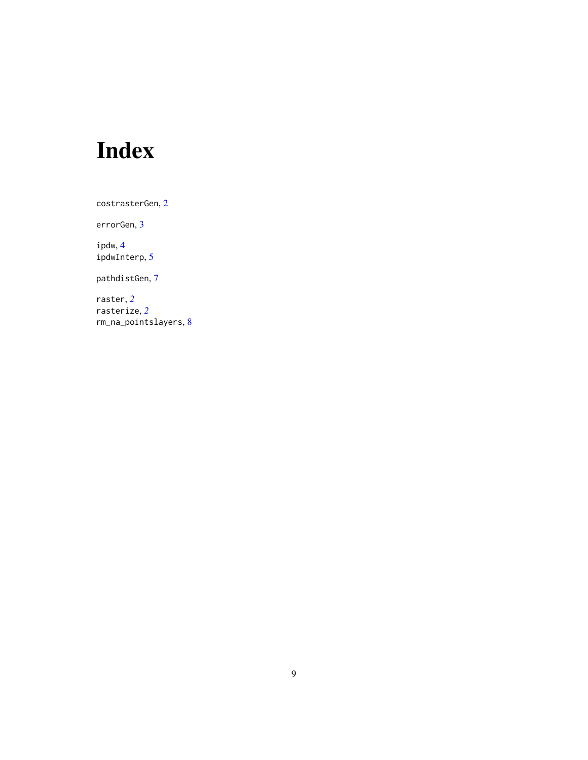# Index

costrasterGen, 2

errorGen, 3

ipdw, 4
ipdwInterp, 5

pathdistGen, 7

raster, *2*
rasterize, *2*
rm_na_pointslayers, 8